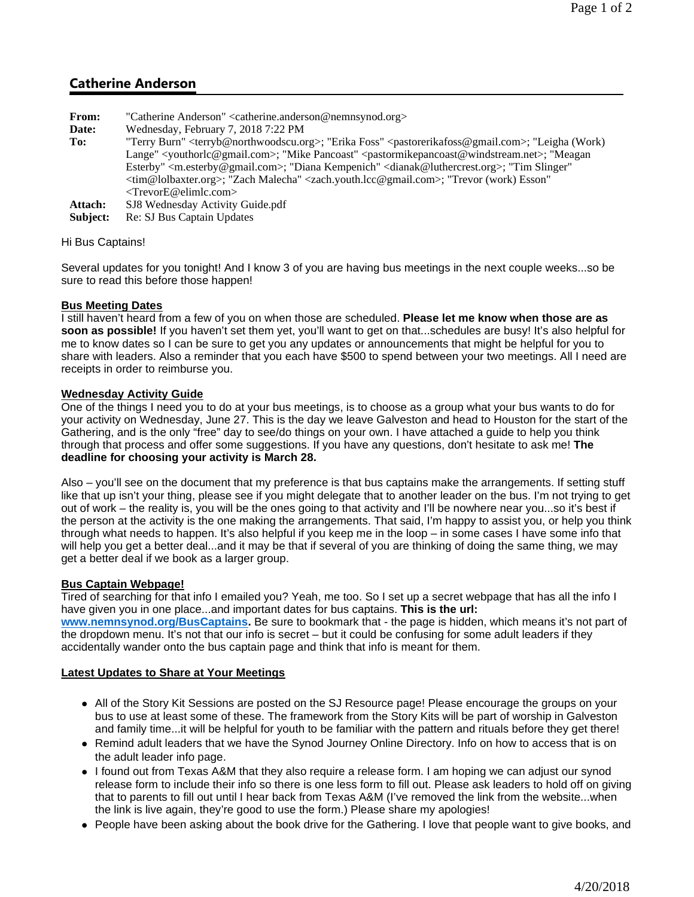## Catherine Anderson

**From:** "Catherine Anderson" <catherine.anderson@nemnsynod.org>
**Date:** Wednesday, February 7, 2018 7:22 PM
**To:** "Terry Burn" <terryb@northwoodscu.org>; "Erika Foss" <pastorerikafoss@gmail.com>; "Leigha (Work) Lange" <youthorlc@gmail.com>; "Mike Pancoast" <pastormikepancoast@windstream.net>; "Meagan Esterby" <m.esterby@gmail.com>; "Diana Kempenich" <dianak@luthercrest.org>; "Tim Slinger" <tim@lolbaxter.org>; "Zach Malecha" <zach.youth.lcc@gmail.com>; "Trevor (work) Esson" <TrevorE@elimlc.com>
**Attach:** SJ8 Wednesday Activity Guide.pdf
**Subject:** Re: SJ Bus Captain Updates

Hi Bus Captains!

Several updates for you tonight! And I know 3 of you are having bus meetings in the next couple weeks...so be sure to read this before those happen!

**Bus Meeting Dates**
I still haven't heard from a few of you on when those are scheduled. **Please let me know when those are as soon as possible!** If you haven't set them yet, you'll want to get on that...schedules are busy! It's also helpful for me to know dates so I can be sure to get you any updates or announcements that might be helpful for you to share with leaders. Also a reminder that you each have $500 to spend between your two meetings. All I need are receipts in order to reimburse you.

**Wednesday Activity Guide**
One of the things I need you to do at your bus meetings, is to choose as a group what your bus wants to do for your activity on Wednesday, June 27. This is the day we leave Galveston and head to Houston for the start of the Gathering, and is the only "free" day to see/do things on your own. I have attached a guide to help you think through that process and offer some suggestions. If you have any questions, don't hesitate to ask me! **The deadline for choosing your activity is March 28.**

Also – you'll see on the document that my preference is that bus captains make the arrangements. If setting stuff like that up isn't your thing, please see if you might delegate that to another leader on the bus. I'm not trying to get out of work – the reality is, you will be the ones going to that activity and I'll be nowhere near you...so it's best if the person at the activity is the one making the arrangements. That said, I'm happy to assist you, or help you think through what needs to happen. It's also helpful if you keep me in the loop – in some cases I have some info that will help you get a better deal...and it may be that if several of you are thinking of doing the same thing, we may get a better deal if we book as a larger group.

**Bus Captain Webpage!**
Tired of searching for that info I emailed you? Yeah, me too. So I set up a secret webpage that has all the info I have given you in one place...and important dates for bus captains. **This is the url: www.nemnsynod.org/BusCaptains.** Be sure to bookmark that - the page is hidden, which means it's not part of the dropdown menu. It's not that our info is secret – but it could be confusing for some adult leaders if they accidentally wander onto the bus captain page and think that info is meant for them.

**Latest Updates to Share at Your Meetings**

- All of the Story Kit Sessions are posted on the SJ Resource page! Please encourage the groups on your bus to use at least some of these. The framework from the Story Kits will be part of worship in Galveston and family time...it will be helpful for youth to be familiar with the pattern and rituals before they get there!
- Remind adult leaders that we have the Synod Journey Online Directory. Info on how to access that is on the adult leader info page.
- I found out from Texas A&M that they also require a release form. I am hoping we can adjust our synod release form to include their info so there is one less form to fill out. Please ask leaders to hold off on giving that to parents to fill out until I hear back from Texas A&M (I've removed the link from the website...when the link is live again, they're good to use the form.) Please share my apologies!
- People have been asking about the book drive for the Gathering. I love that people want to give books, and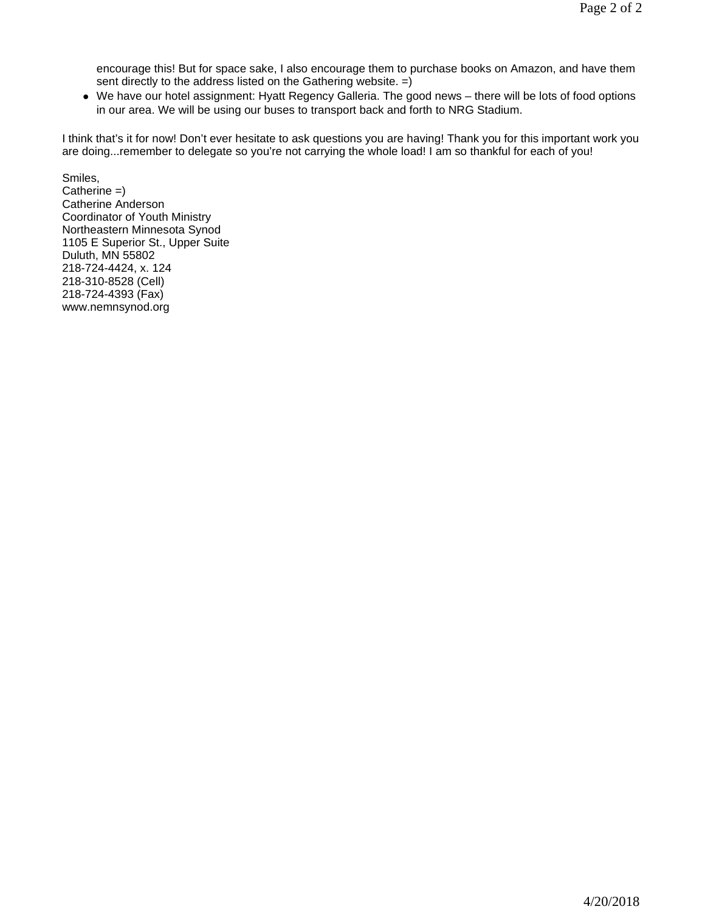encourage this! But for space sake, I also encourage them to purchase books on Amazon, and have them sent directly to the address listed on the Gathering website. =)

- We have our hotel assignment: Hyatt Regency Galleria. The good news – there will be lots of food options in our area. We will be using our buses to transport back and forth to NRG Stadium.

I think that's it for now! Don't ever hesitate to ask questions you are having! Thank you for this important work you are doing...remember to delegate so you're not carrying the whole load! I am so thankful for each of you!

Smiles,
Catherine =)
Catherine Anderson
Coordinator of Youth Ministry
Northeastern Minnesota Synod
1105 E Superior St., Upper Suite
Duluth, MN 55802
218-724-4424, x. 124
218-310-8528 (Cell)
218-724-4393 (Fax)
www.nemnsynod.org